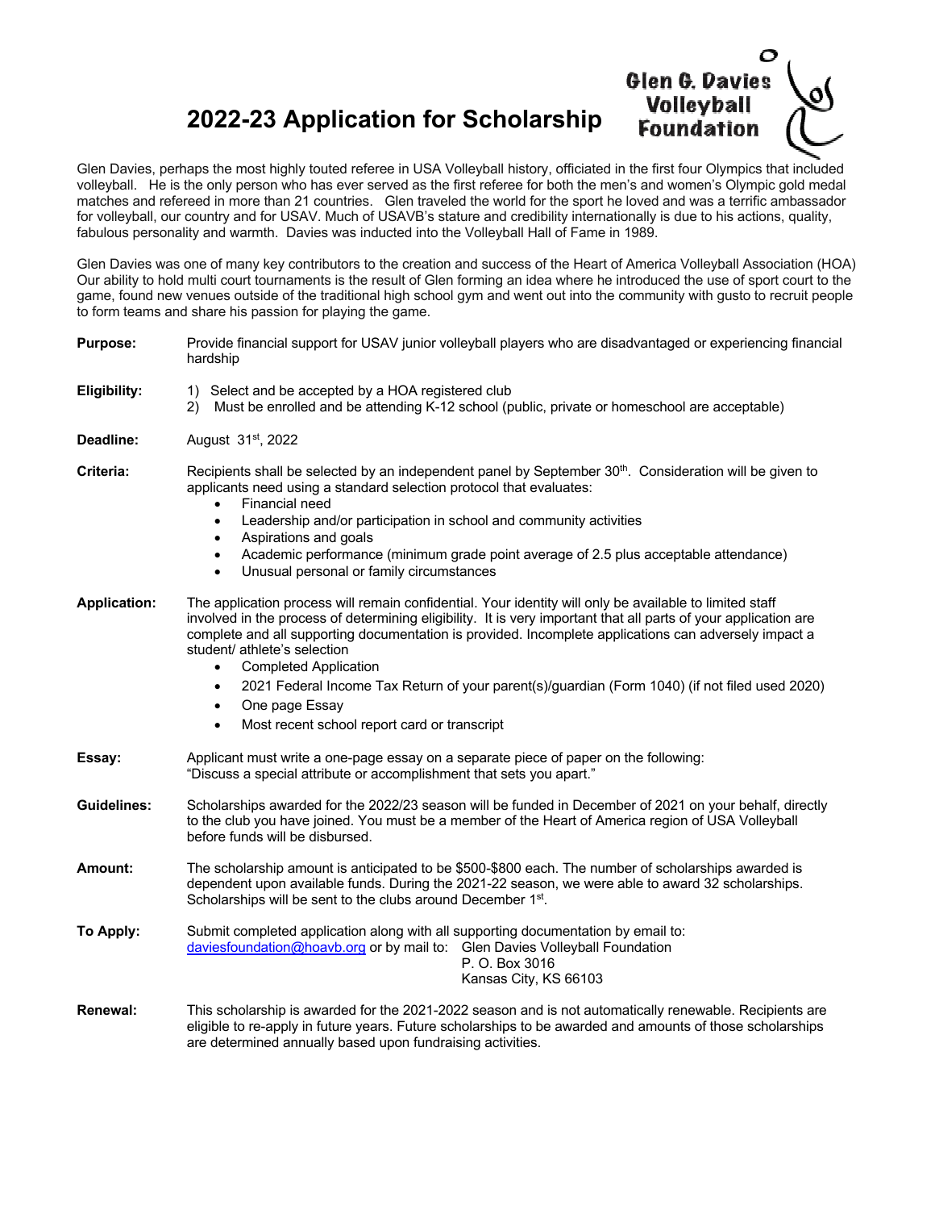# 2022-23 Application for Scholarship

Glen G. Davies Volleyball Foundation

Glen Davies, perhaps the most highly touted referee in USA Volleyball history, officiated in the first four Olympics that included volleyball. He is the only person who has ever served as the first referee for both the men's and women's Olympic gold medal matches and refereed in more than 21 countries. Glen traveled the world for the sport he loved and was a terrific ambassador for volleyball, our country and for USAV. Much of USAVB's stature and credibility internationally is due to his actions, quality, fabulous personality and warmth. Davies was inducted into the Volleyball Hall of Fame in 1989.

Glen Davies was one of many key contributors to the creation and success of the Heart of America Volleyball Association (HOA) Our ability to hold multi court tournaments is the result of Glen forming an idea where he introduced the use of sport court to the game, found new venues outside of the traditional high school gym and went out into the community with gusto to recruit people to form teams and share his passion for playing the game.

**Purpose:** Provide financial support for USAV junior volleyball players who are disadvantaged or experiencing financial hardship

**Eligibility:**
1) Select and be accepted by a HOA registered club
2) Must be enrolled and be attending K-12 school (public, private or homeschool are acceptable)

**Deadline:** August 31st, 2022

**Criteria:** Recipients shall be selected by an independent panel by September 30th. Consideration will be given to applicants need using a standard selection protocol that evaluates:
- Financial need
- Leadership and/or participation in school and community activities
- Aspirations and goals
- Academic performance (minimum grade point average of 2.5 plus acceptable attendance)
- Unusual personal or family circumstances

**Application:** The application process will remain confidential. Your identity will only be available to limited staff involved in the process of determining eligibility. It is very important that all parts of your application are complete and all supporting documentation is provided. Incomplete applications can adversely impact a student/ athlete's selection
- Completed Application
- 2021 Federal Income Tax Return of your parent(s)/guardian (Form 1040) (if not filed used 2020)
- One page Essay
- Most recent school report card or transcript

**Essay:** Applicant must write a one-page essay on a separate piece of paper on the following: "Discuss a special attribute or accomplishment that sets you apart."

**Guidelines:** Scholarships awarded for the 2022/23 season will be funded in December of 2021 on your behalf, directly to the club you have joined. You must be a member of the Heart of America region of USA Volleyball before funds will be disbursed.

**Amount:** The scholarship amount is anticipated to be $500-$800 each. The number of scholarships awarded is dependent upon available funds. During the 2021-22 season, we were able to award 32 scholarships. Scholarships will be sent to the clubs around December 1st.

**To Apply:** Submit completed application along with all supporting documentation by email to: daviesfoundation@hoavb.org or by mail to:

Glen Davies Volleyball Foundation
P. O. Box 3016
Kansas City, KS 66103

**Renewal:** This scholarship is awarded for the 2021-2022 season and is not automatically renewable. Recipients are eligible to re-apply in future years. Future scholarships to be awarded and amounts of those scholarships are determined annually based upon fundraising activities.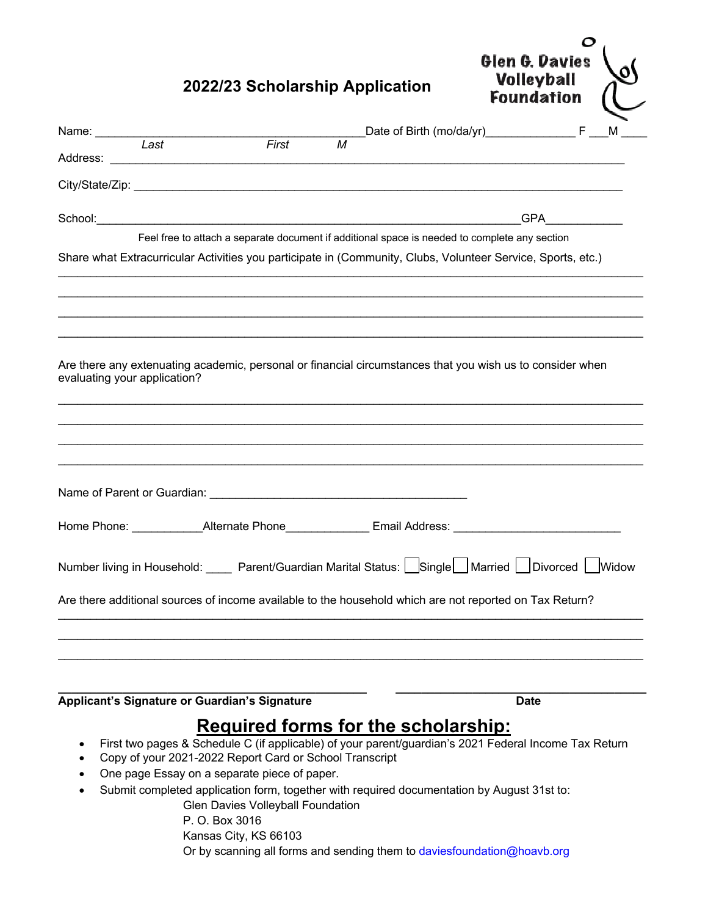# 2022/23 Scholarship Application

**Glen G. Davies Volleyball Foundation**

Name: ________________________________________ Date of Birth (mo/da/yr)_____________ F ___M ____
*Last* *First* *M*

Address: ______________________________________________________________________________

City/State/Zip: __________________________________________________________________________

School:_______________________________________________________________GPA___________

Feel free to attach a separate document if additional space is needed to complete any section

Share what Extracurricular Activities you participate in (Community, Clubs, Volunteer Service, Sports, etc.)

______________________________________________________________________________________

______________________________________________________________________________________

______________________________________________________________________________________

______________________________________________________________________________________

Are there any extenuating academic, personal or financial circumstances that you wish us to consider when evaluating your application?

______________________________________________________________________________________

______________________________________________________________________________________

______________________________________________________________________________________

______________________________________________________________________________________

Name of Parent or Guardian: ______________________________________

Home Phone: ___________Alternate Phone_____________ Email Address: _________________________

Number living in Household: ____ Parent/Guardian Marital Status: ☐ Single ☐ Married ☐ Divorced ☐ Widow

Are there additional sources of income available to the household which are not reported on Tax Return?

______________________________________________________________________________________

______________________________________________________________________________________

______________________________________________________________________________________

_____________________________________________ _____________________________________
**Applicant's Signature or Guardian's Signature** **Date**

## Required forms for the scholarship:

- First two pages & Schedule C (if applicable) of your parent/guardian's 2021 Federal Income Tax Return
- Copy of your 2021-2022 Report Card or School Transcript
- One page Essay on a separate piece of paper.
- Submit completed application form, together with required documentation by August 31st to:
  Glen Davies Volleyball Foundation
  P. O. Box 3016
  Kansas City, KS 66103
  Or by scanning all forms and sending them to daviesfoundation@hoavb.org